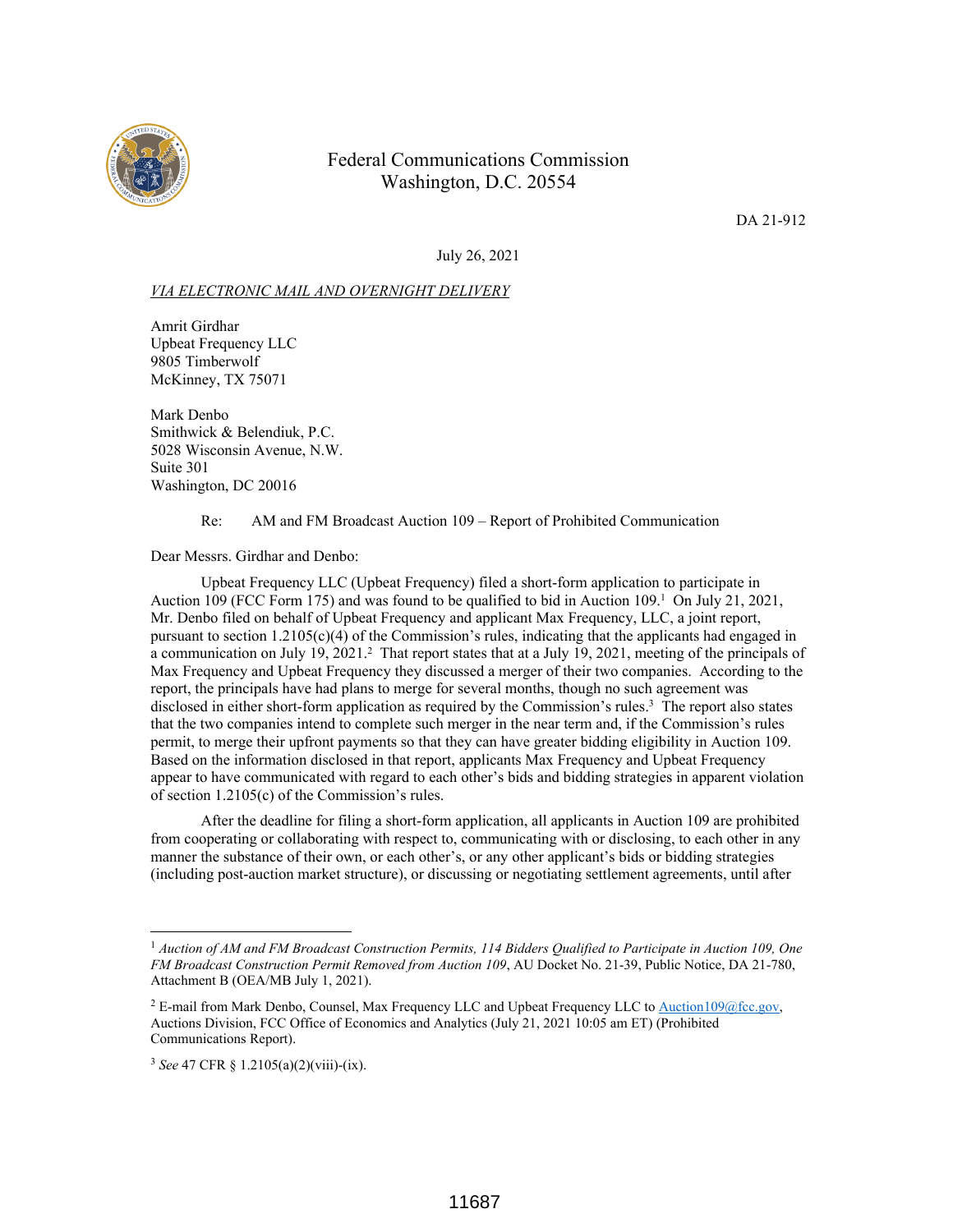Federal Communications Commission
Washington, D.C. 20554

DA 21-912

July 26, 2021

*VIA ELECTRONIC MAIL AND OVERNIGHT DELIVERY*

Amrit Girdhar
Upbeat Frequency LLC
9805 Timberwolf
McKinney, TX 75071

Mark Denbo
Smithwick & Belendiuk, P.C.
5028 Wisconsin Avenue, N.W.
Suite 301
Washington, DC 20016

Re: AM and FM Broadcast Auction 109 – Report of Prohibited Communication

Dear Messrs. Girdhar and Denbo:

Upbeat Frequency LLC (Upbeat Frequency) filed a short-form application to participate in Auction 109 (FCC Form 175) and was found to be qualified to bid in Auction 109.[1] On July 21, 2021, Mr. Denbo filed on behalf of Upbeat Frequency and applicant Max Frequency, LLC, a joint report, pursuant to section 1.2105(c)(4) of the Commission's rules, indicating that the applicants had engaged in a communication on July 19, 2021.[2] That report states that at a July 19, 2021, meeting of the principals of Max Frequency and Upbeat Frequency they discussed a merger of their two companies. According to the report, the principals have had plans to merge for several months, though no such agreement was disclosed in either short-form application as required by the Commission's rules.[3] The report also states that the two companies intend to complete such merger in the near term and, if the Commission's rules permit, to merge their upfront payments so that they can have greater bidding eligibility in Auction 109. Based on the information disclosed in that report, applicants Max Frequency and Upbeat Frequency appear to have communicated with regard to each other's bids and bidding strategies in apparent violation of section 1.2105(c) of the Commission's rules.

After the deadline for filing a short-form application, all applicants in Auction 109 are prohibited from cooperating or collaborating with respect to, communicating with or disclosing, to each other in any manner the substance of their own, or each other's, or any other applicant's bids or bidding strategies (including post-auction market structure), or discussing or negotiating settlement agreements, until after

---

[1] *Auction of AM and FM Broadcast Construction Permits, 114 Bidders Qualified to Participate in Auction 109, One FM Broadcast Construction Permit Removed from Auction 109*, AU Docket No. 21-39, Public Notice, DA 21-780, Attachment B (OEA/MB July 1, 2021).

[2] E-mail from Mark Denbo, Counsel, Max Frequency LLC and Upbeat Frequency LLC to Auction109@fcc.gov, Auctions Division, FCC Office of Economics and Analytics (July 21, 2021 10:05 am ET) (Prohibited Communications Report).

[3] *See* 47 CFR § 1.2105(a)(2)(viii)-(ix).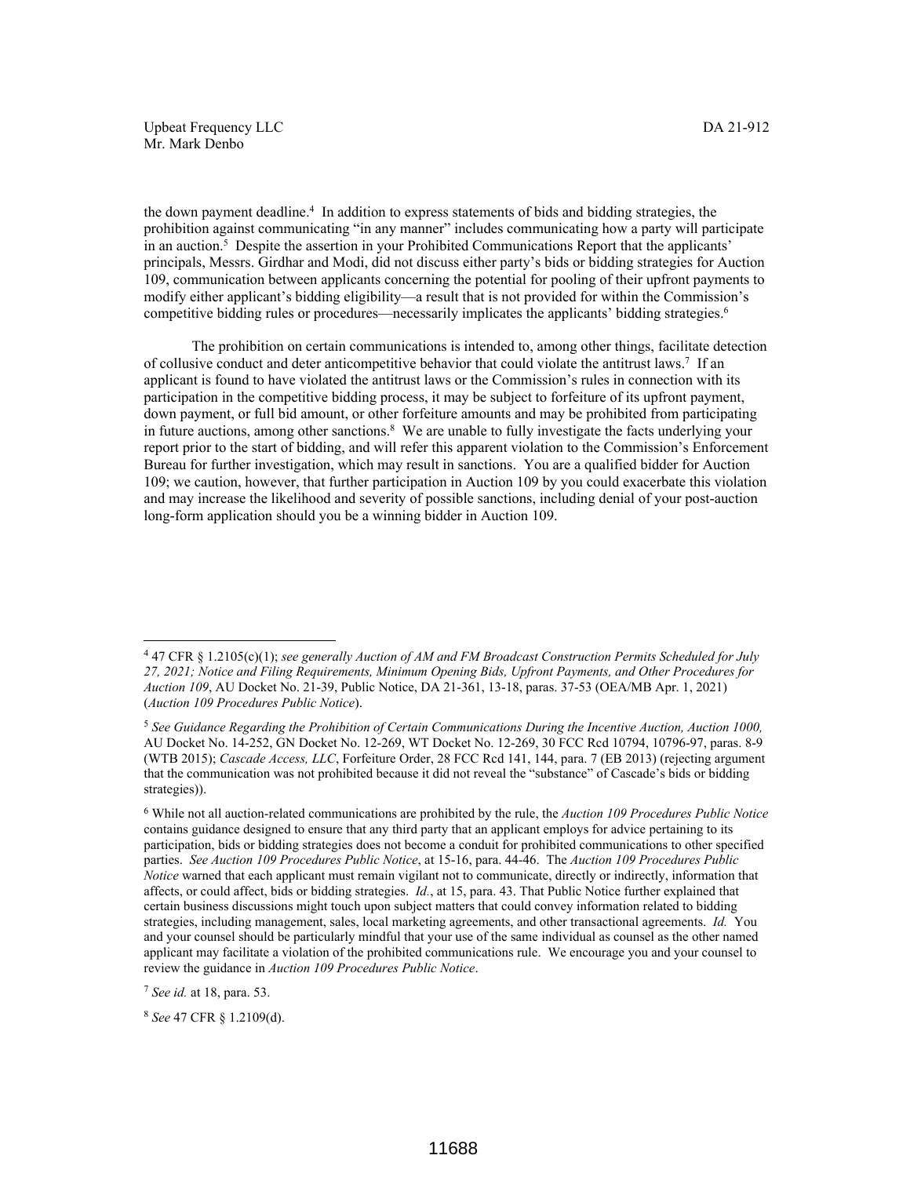the down payment deadline.[4] In addition to express statements of bids and bidding strategies, the prohibition against communicating "in any manner" includes communicating how a party will participate in an auction.[5] Despite the assertion in your Prohibited Communications Report that the applicants' principals, Messrs. Girdhar and Modi, did not discuss either party's bids or bidding strategies for Auction 109, communication between applicants concerning the potential for pooling of their upfront payments to modify either applicant's bidding eligibility—a result that is not provided for within the Commission's competitive bidding rules or procedures—necessarily implicates the applicants' bidding strategies.[6]

The prohibition on certain communications is intended to, among other things, facilitate detection of collusive conduct and deter anticompetitive behavior that could violate the antitrust laws.[7] If an applicant is found to have violated the antitrust laws or the Commission's rules in connection with its participation in the competitive bidding process, it may be subject to forfeiture of its upfront payment, down payment, or full bid amount, or other forfeiture amounts and may be prohibited from participating in future auctions, among other sanctions.[8] We are unable to fully investigate the facts underlying your report prior to the start of bidding, and will refer this apparent violation to the Commission's Enforcement Bureau for further investigation, which may result in sanctions. You are a qualified bidder for Auction 109; we caution, however, that further participation in Auction 109 by you could exacerbate this violation and may increase the likelihood and severity of possible sanctions, including denial of your post-auction long-form application should you be a winning bidder in Auction 109.

---

[4] 47 CFR § 1.2105(c)(1); *see generally Auction of AM and FM Broadcast Construction Permits Scheduled for July 27, 2021; Notice and Filing Requirements, Minimum Opening Bids, Upfront Payments, and Other Procedures for Auction 109*, AU Docket No. 21-39, Public Notice, DA 21-361, 13-18, paras. 37-53 (OEA/MB Apr. 1, 2021) (*Auction 109 Procedures Public Notice*).

[5] *See Guidance Regarding the Prohibition of Certain Communications During the Incentive Auction, Auction 1000,* AU Docket No. 14-252, GN Docket No. 12-269, WT Docket No. 12-269, 30 FCC Rcd 10794, 10796-97, paras. 8-9 (WTB 2015); *Cascade Access, LLC*, Forfeiture Order, 28 FCC Rcd 141, 144, para. 7 (EB 2013) (rejecting argument that the communication was not prohibited because it did not reveal the "substance" of Cascade's bids or bidding strategies)).

[6] While not all auction-related communications are prohibited by the rule, the *Auction 109 Procedures Public Notice* contains guidance designed to ensure that any third party that an applicant employs for advice pertaining to its participation, bids or bidding strategies does not become a conduit for prohibited communications to other specified parties. *See Auction 109 Procedures Public Notice*, at 15-16, para. 44-46. The *Auction 109 Procedures Public Notice* warned that each applicant must remain vigilant not to communicate, directly or indirectly, information that affects, or could affect, bids or bidding strategies. *Id.*, at 15, para. 43. That Public Notice further explained that certain business discussions might touch upon subject matters that could convey information related to bidding strategies, including management, sales, local marketing agreements, and other transactional agreements. *Id.* You and your counsel should be particularly mindful that your use of the same individual as counsel as the other named applicant may facilitate a violation of the prohibited communications rule. We encourage you and your counsel to review the guidance in *Auction 109 Procedures Public Notice*.

[7] *See id.* at 18, para. 53.

[8] *See* 47 CFR § 1.2109(d).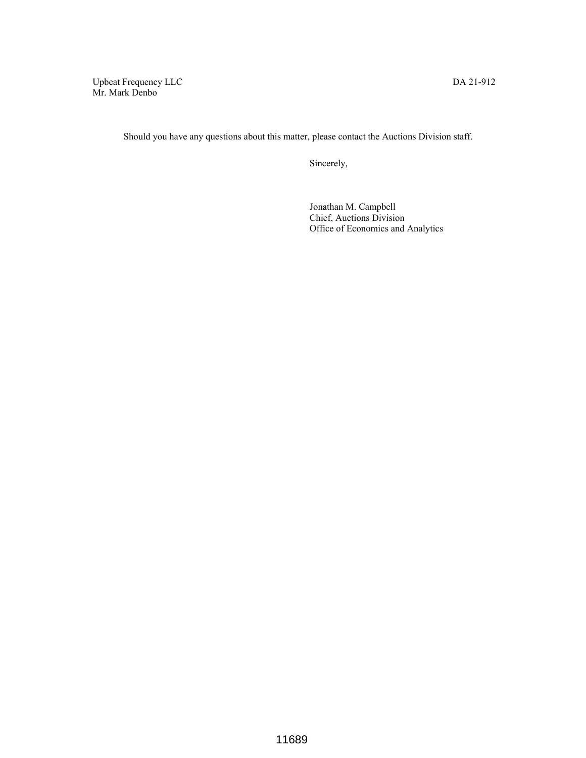Upbeat Frequency LLC
Mr. Mark Denbo

Should you have any questions about this matter, please contact the Auctions Division staff.

Sincerely,

Jonathan M. Campbell
Chief, Auctions Division
Office of Economics and Analytics